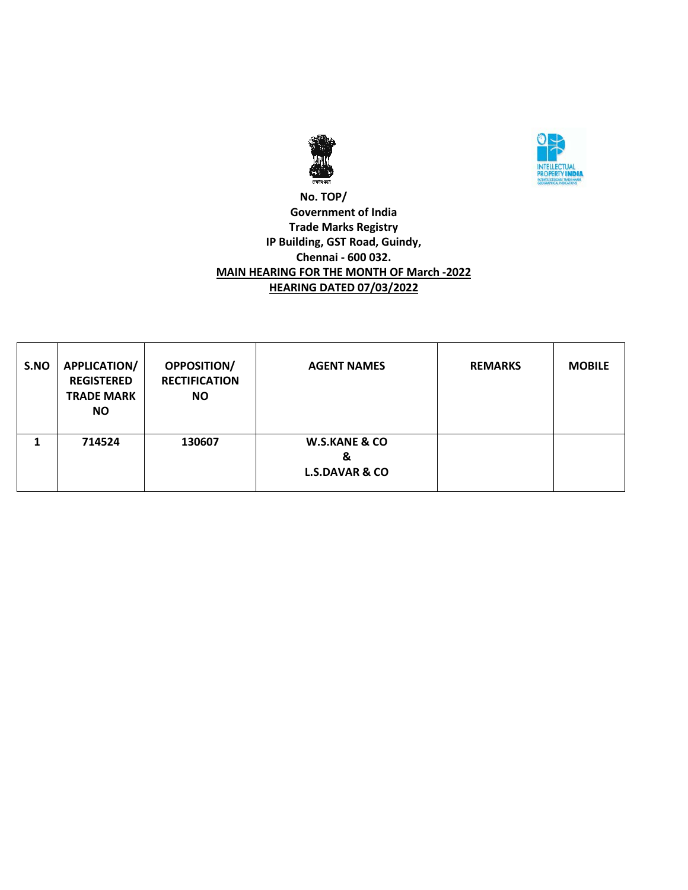No. TOP/

Government of India

Trade Marks Registry

IP Building, GST Road, Guindy,

Chennai - 600 032.

**MAIN HEARING FOR THE MONTH OF March -2022**

**HEARING DATED 07/03/2022**

| S.NO | APPLICATION/ REGISTERED TRADE MARK NO | OPPOSITION/ RECTIFICATION NO | AGENT NAMES | REMARKS | MOBILE |
|---|---|---|---|---|---|
| 1 | 714524 | 130607 | W.S.KANE & CO & L.S.DAVAR & CO | | |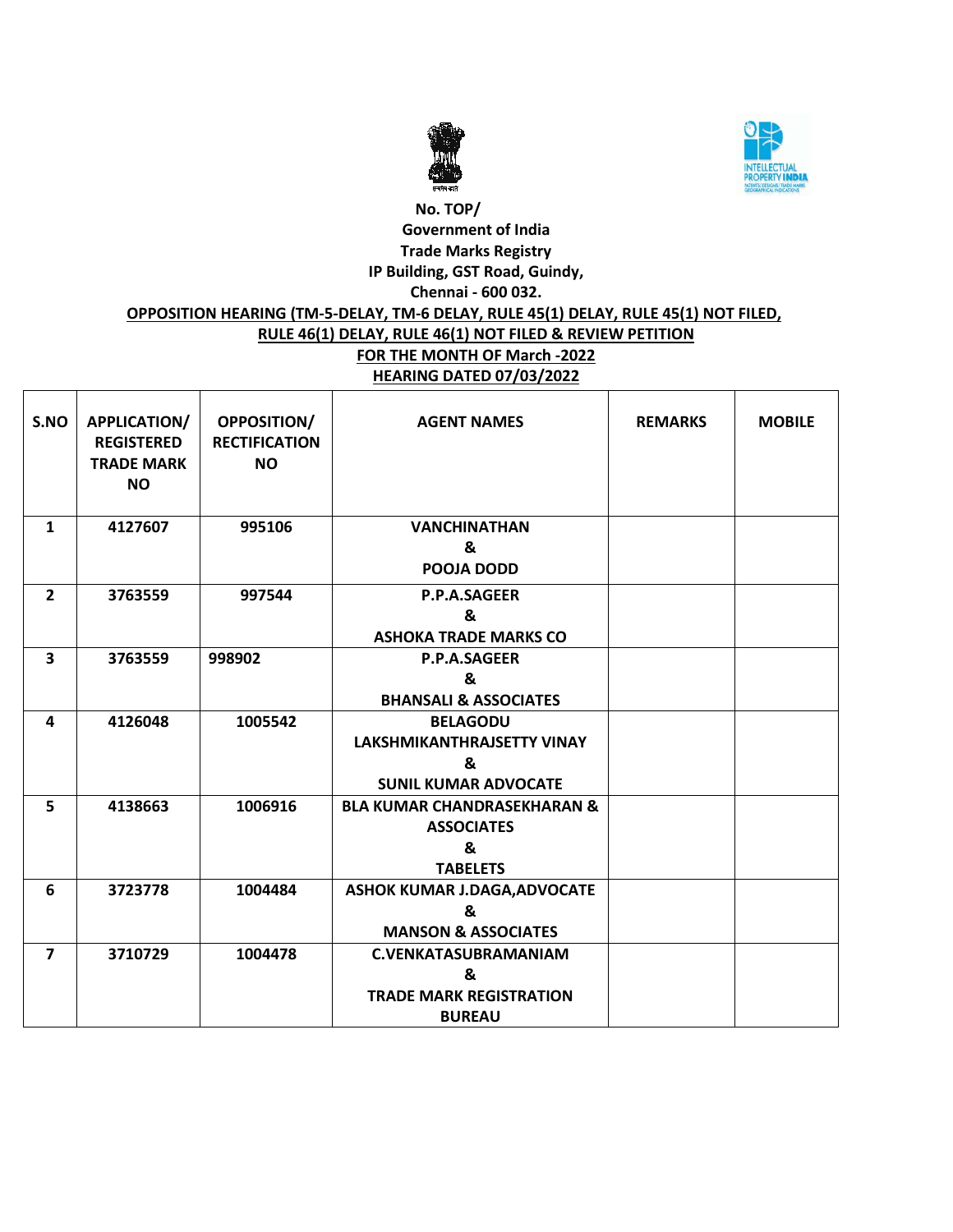No. TOP/

Government of India

Trade Marks Registry

IP Building, GST Road, Guindy,

Chennai - 600 032.

**OPPOSITION HEARING (TM-5-DELAY, TM-6 DELAY, RULE 45(1) DELAY, RULE 45(1) NOT FILED, RULE 46(1) DELAY, RULE 46(1) NOT FILED & REVIEW PETITION**

**FOR THE MONTH OF March -2022**

**HEARING DATED 07/03/2022**

| S.NO | APPLICATION/ REGISTERED TRADE MARK NO | OPPOSITION/ RECTIFICATION NO | AGENT NAMES | REMARKS | MOBILE |
|---|---|---|---|---|---|
| 1 | 4127607 | 995106 | VANCHINATHAN & POOJA DODD | | |
| 2 | 3763559 | 997544 | P.P.A.SAGEER & ASHOKA TRADE MARKS CO | | |
| 3 | 3763559 | 998902 | P.P.A.SAGEER & BHANSALI & ASSOCIATES | | |
| 4 | 4126048 | 1005542 | BELAGODU LAKSHMIKANTHRAJSETTY VINAY & SUNIL KUMAR ADVOCATE | | |
| 5 | 4138663 | 1006916 | BLA KUMAR CHANDRASEKHARAN & ASSOCIATES & TABELETS | | |
| 6 | 3723778 | 1004484 | ASHOK KUMAR J.DAGA,ADVOCATE & MANSON & ASSOCIATES | | |
| 7 | 3710729 | 1004478 | C.VENKATASUBRAMANIAM & TRADE MARK REGISTRATION BUREAU | | |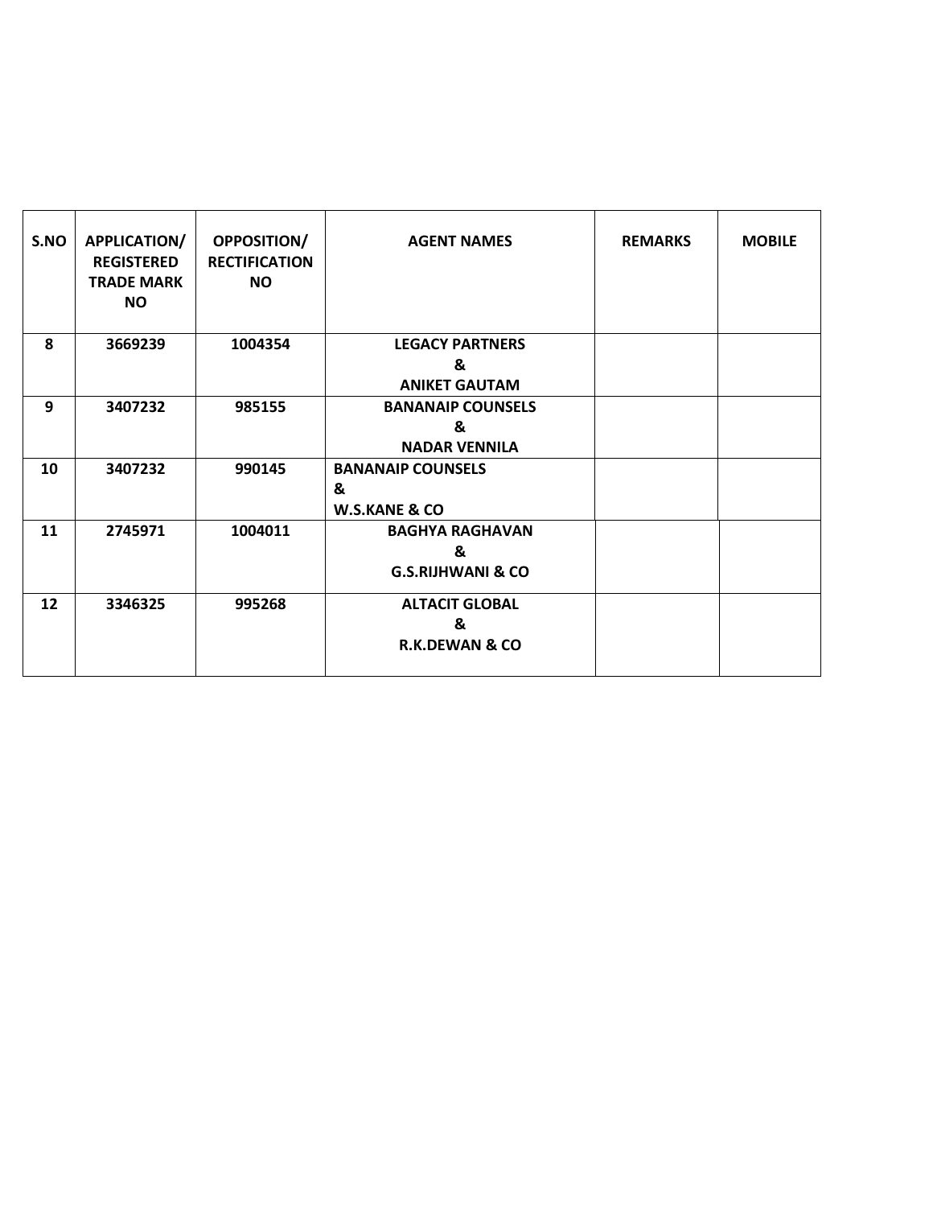| S.NO | APPLICATION/ REGISTERED TRADE MARK NO | OPPOSITION/ RECTIFICATION NO | AGENT NAMES | REMARKS | MOBILE |
|---|---|---|---|---|---|
| 8 | 3669239 | 1004354 | LEGACY PARTNERS & ANIKET GAUTAM | | |
| 9 | 3407232 | 985155 | BANANAIP COUNSELS & NADAR VENNILA | | |
| 10 | 3407232 | 990145 | BANANAIP COUNSELS & W.S.KANE & CO | | |
| 11 | 2745971 | 1004011 | BAGHYA RAGHAVAN & G.S.RIJHWANI & CO | | |
| 12 | 3346325 | 995268 | ALTACIT GLOBAL & R.K.DEWAN & CO | | |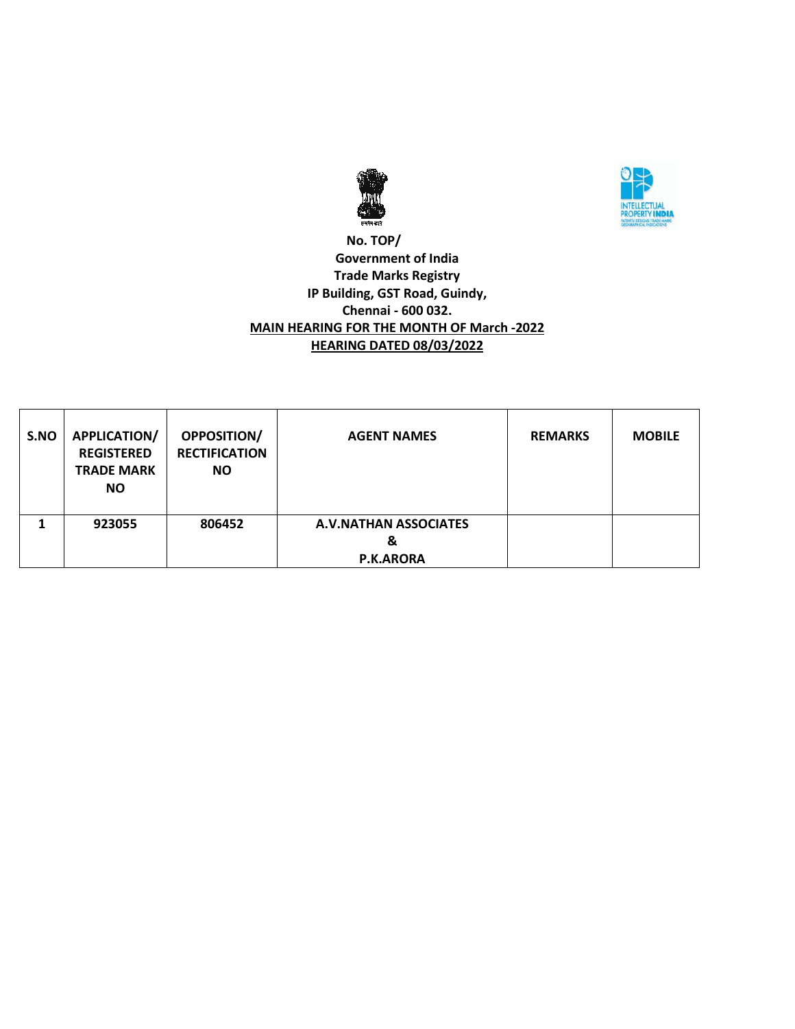**No. TOP/**
**Government of India**
**Trade Marks Registry**
**IP Building, GST Road, Guindy,**
**Chennai - 600 032.**

**MAIN HEARING FOR THE MONTH OF March -2022**

**HEARING DATED 08/03/2022**

| S.NO | APPLICATION/ REGISTERED TRADE MARK NO | OPPOSITION/ RECTIFICATION NO | AGENT NAMES | REMARKS | MOBILE |
|---|---|---|---|---|---|
| 1 | 923055 | 806452 | A.V.NATHAN ASSOCIATES & P.K.ARORA | | |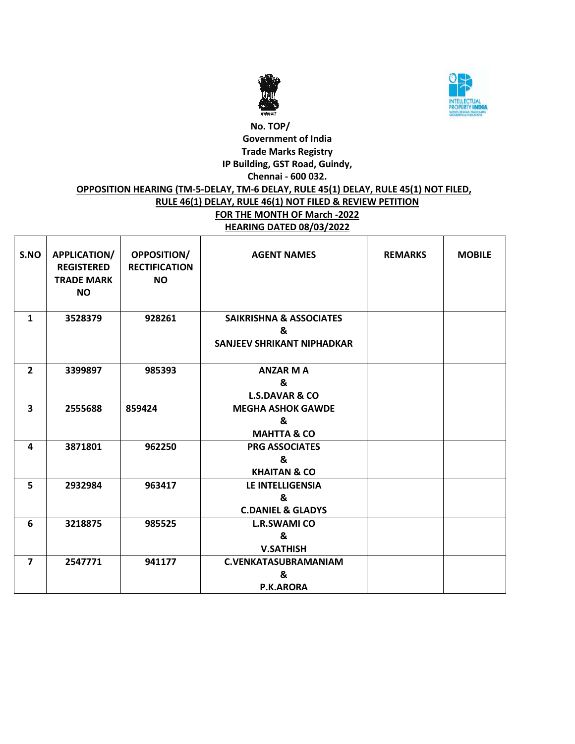**No. TOP/**

**Government of India**

**Trade Marks Registry**

**IP Building, GST Road, Guindy,**

**Chennai - 600 032.**

**OPPOSITION HEARING (TM-5-DELAY, TM-6 DELAY, RULE 45(1) DELAY, RULE 45(1) NOT FILED, RULE 46(1) DELAY, RULE 46(1) NOT FILED & REVIEW PETITION**

**FOR THE MONTH OF March -2022**

**HEARING DATED 08/03/2022**

| S.NO | APPLICATION/ REGISTERED TRADE MARK NO | OPPOSITION/ RECTIFICATION NO | AGENT NAMES | REMARKS | MOBILE |
|---|---|---|---|---|---|
| 1 | 3528379 | 928261 | SAIKRISHNA & ASSOCIATES & SANJEEV SHRIKANT NIPHADKAR | | |
| 2 | 3399897 | 985393 | ANZAR M A & L.S.DAVAR & CO | | |
| 3 | 2555688 | 859424 | MEGHA ASHOK GAWDE & MAHTTA & CO | | |
| 4 | 3871801 | 962250 | PRG ASSOCIATES & KHAITAN & CO | | |
| 5 | 2932984 | 963417 | LE INTELLIGENSIA & C.DANIEL & GLADYS | | |
| 6 | 3218875 | 985525 | L.R.SWAMI CO & V.SATHISH | | |
| 7 | 2547771 | 941177 | C.VENKATASUBRAMANIAM & P.K.ARORA | | |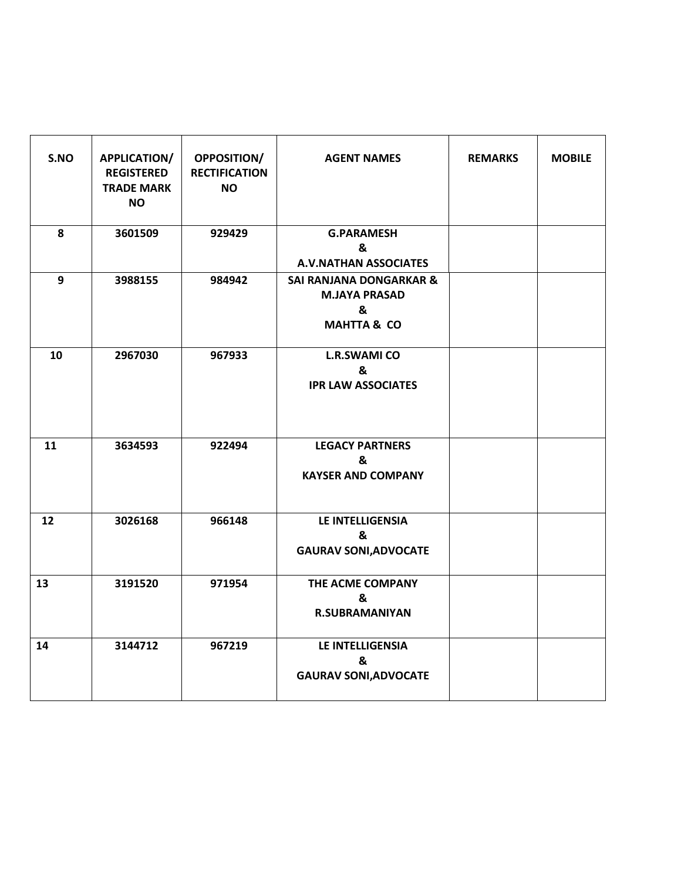| S.NO | APPLICATION/ REGISTERED TRADE MARK NO | OPPOSITION/ RECTIFICATION NO | AGENT NAMES | REMARKS | MOBILE |
|---|---|---|---|---|---|
| 8 | 3601509 | 929429 | G.PARAMESH & A.V.NATHAN ASSOCIATES | | |
| 9 | 3988155 | 984942 | SAI RANJANA DONGARKAR & M.JAYA PRASAD & MAHTTA & CO | | |
| 10 | 2967030 | 967933 | L.R.SWAMI CO & IPR LAW ASSOCIATES | | |
| 11 | 3634593 | 922494 | LEGACY PARTNERS & KAYSER AND COMPANY | | |
| 12 | 3026168 | 966148 | LE INTELLIGENSIA & GAURAV SONI,ADVOCATE | | |
| 13 | 3191520 | 971954 | THE ACME COMPANY & R.SUBRAMANIYAN | | |
| 14 | 3144712 | 967219 | LE INTELLIGENSIA & GAURAV SONI,ADVOCATE | | |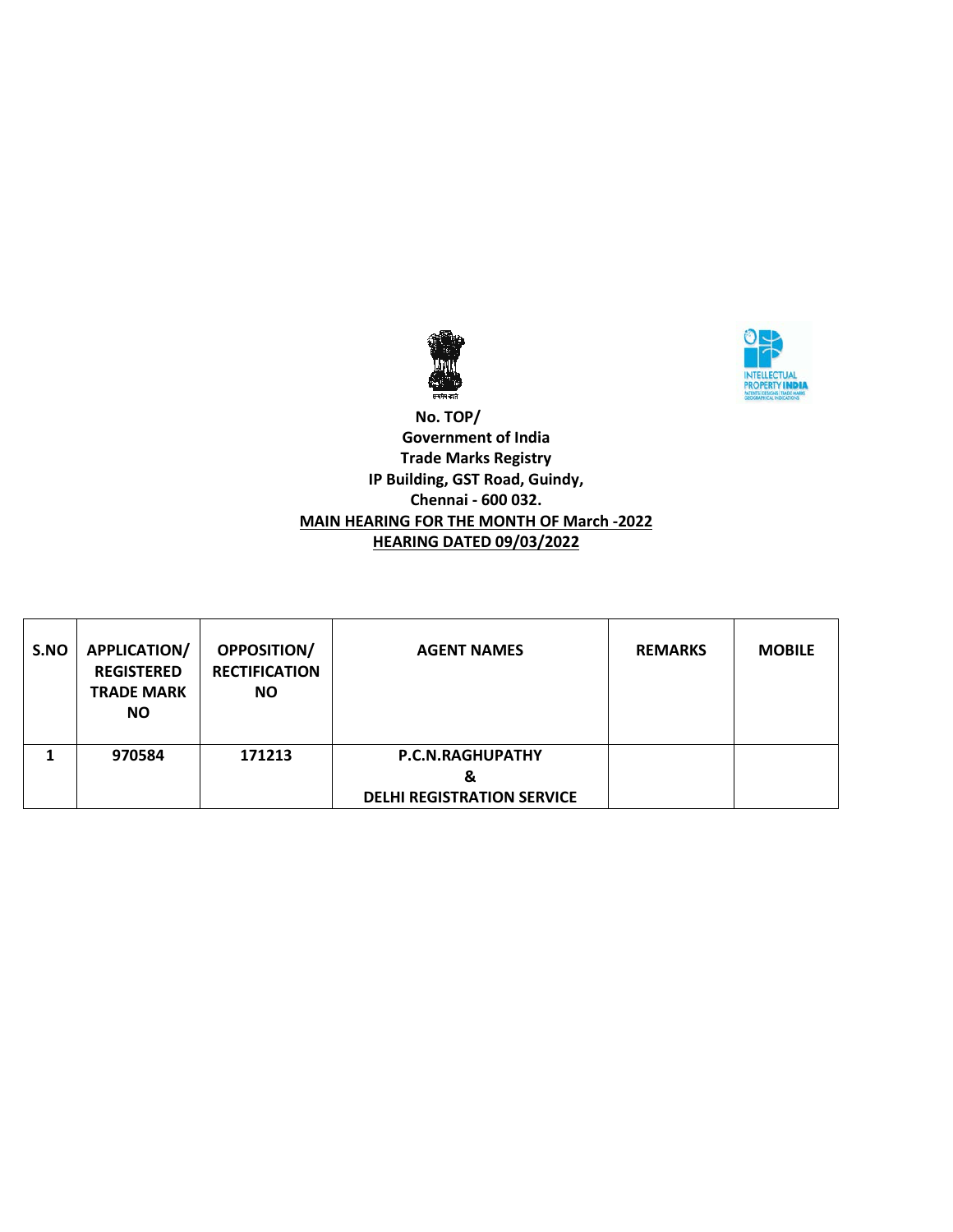**No. TOP/**
**Government of India**
**Trade Marks Registry**
**IP Building, GST Road, Guindy,**
**Chennai - 600 032.**

**MAIN HEARING FOR THE MONTH OF March -2022**

**HEARING DATED 09/03/2022**

| S.NO | APPLICATION/ REGISTERED TRADE MARK NO | OPPOSITION/ RECTIFICATION NO | AGENT NAMES | REMARKS | MOBILE |
|---|---|---|---|---|---|
| 1 | 970584 | 171213 | P.C.N.RAGHUPATHY & DELHI REGISTRATION SERVICE | | |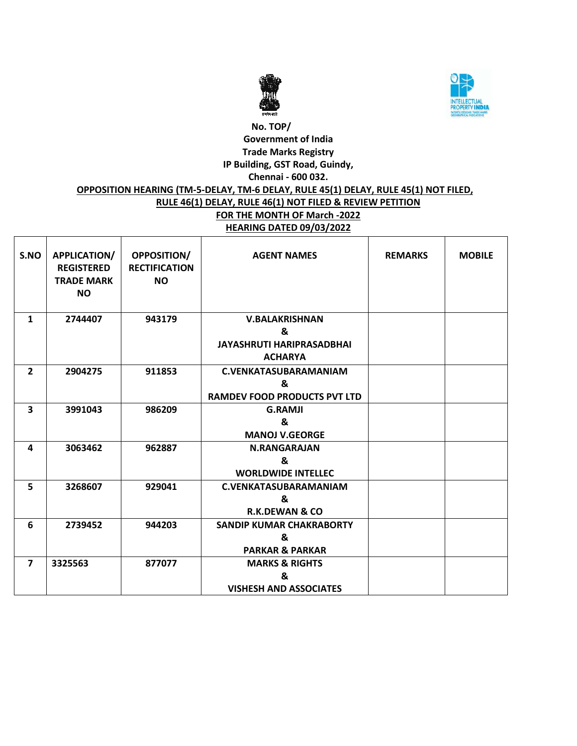**No. TOP/**
**Government of India**
**Trade Marks Registry**
**IP Building, GST Road, Guindy,**
**Chennai - 600 032.**

**OPPOSITION HEARING (TM-5-DELAY, TM-6 DELAY, RULE 45(1) DELAY, RULE 45(1) NOT FILED, RULE 46(1) DELAY, RULE 46(1) NOT FILED & REVIEW PETITION**

**FOR THE MONTH OF March -2022**

**HEARING DATED 09/03/2022**

| S.NO | APPLICATION/ REGISTERED TRADE MARK NO | OPPOSITION/ RECTIFICATION NO | AGENT NAMES | REMARKS | MOBILE |
|---|---|---|---|---|---|
| 1 | 2744407 | 943179 | V.BALAKRISHNAN & JAYASHRUTI HARIPRASADBHAI ACHARYA | | |
| 2 | 2904275 | 911853 | C.VENKATASUBARAMANIAM & RAMDEV FOOD PRODUCTS PVT LTD | | |
| 3 | 3991043 | 986209 | G.RAMJI & MANOJ V.GEORGE | | |
| 4 | 3063462 | 962887 | N.RANGARAJAN & WORLDWIDE INTELLEC | | |
| 5 | 3268607 | 929041 | C.VENKATASUBARAMANIAM & R.K.DEWAN & CO | | |
| 6 | 2739452 | 944203 | SANDIP KUMAR CHAKRABORTY & PARKAR & PARKAR | | |
| 7 | 3325563 | 877077 | MARKS & RIGHTS & VISHESH AND ASSOCIATES | | |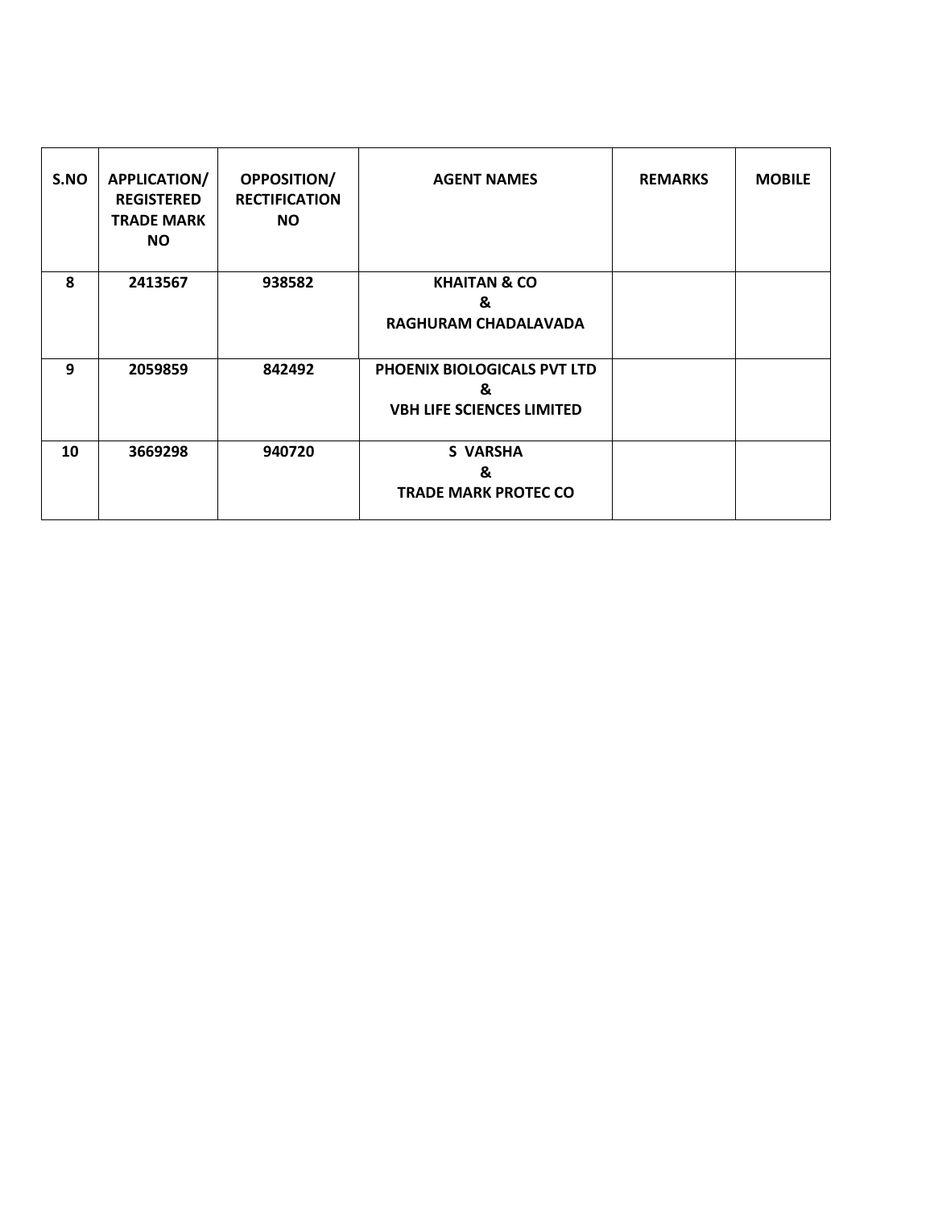| S.NO | APPLICATION/ REGISTERED TRADE MARK NO | OPPOSITION/ RECTIFICATION NO | AGENT NAMES | REMARKS | MOBILE |
|---|---|---|---|---|---|
| 8 | 2413567 | 938582 | KHAITAN & CO & RAGHURAM CHADALAVADA | | |
| 9 | 2059859 | 842492 | PHOENIX BIOLOGICALS PVT LTD & VBH LIFE SCIENCES LIMITED | | |
| 10 | 3669298 | 940720 | S VARSHA & TRADE MARK PROTEC CO | | |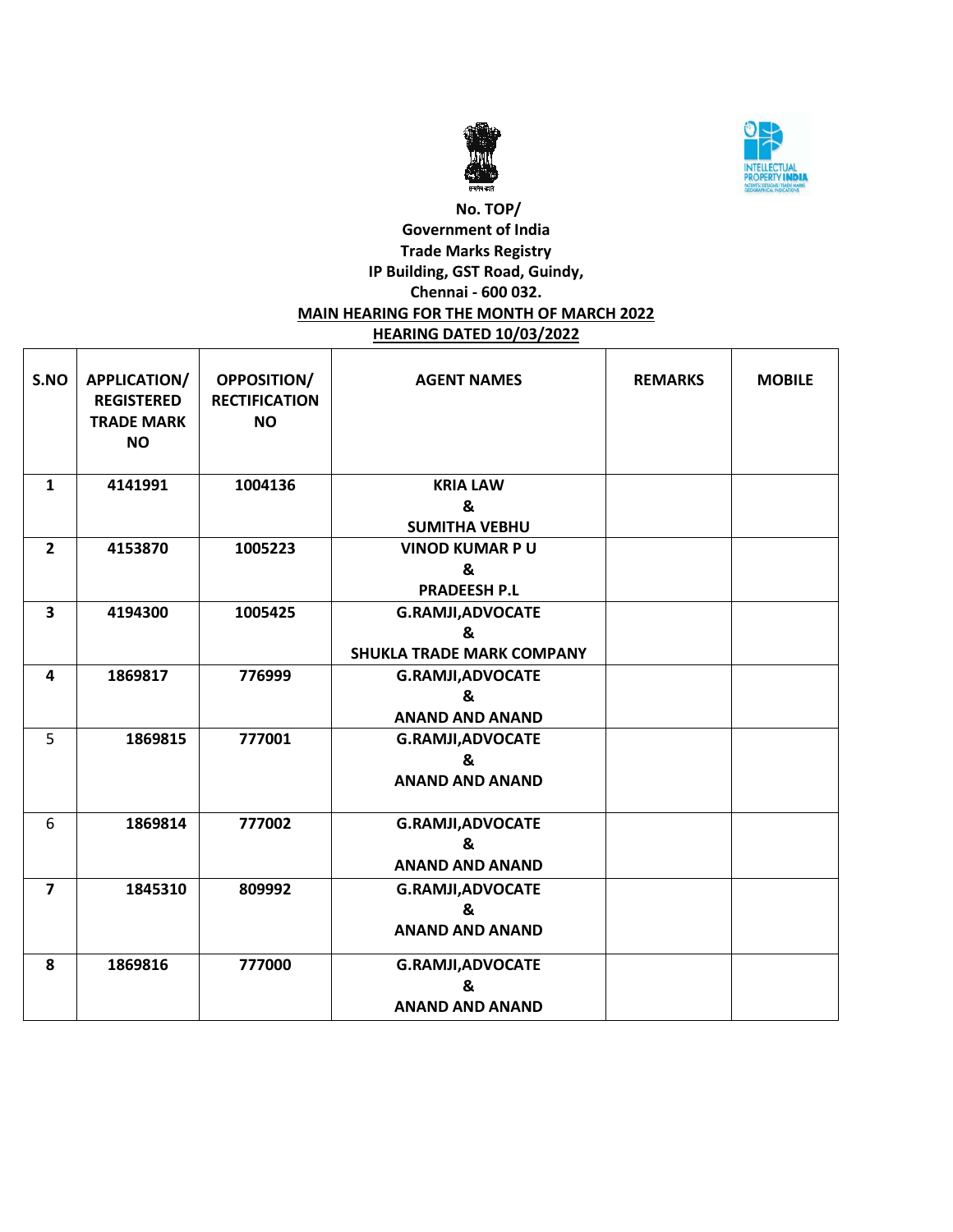**No. TOP/**
**Government of India**
**Trade Marks Registry**
**IP Building, GST Road, Guindy,**
**Chennai - 600 032.**

**MAIN HEARING FOR THE MONTH OF MARCH 2022**

**HEARING DATED 10/03/2022**

| S.NO | APPLICATION/ REGISTERED TRADE MARK NO | OPPOSITION/ RECTIFICATION NO | AGENT NAMES | REMARKS | MOBILE |
|---|---|---|---|---|---|
| 1 | 4141991 | 1004136 | KRIA LAW & SUMITHA VEBHU | | |
| 2 | 4153870 | 1005223 | VINOD KUMAR P U & PRADEESH P.L | | |
| 3 | 4194300 | 1005425 | G.RAMJI,ADVOCATE & SHUKLA TRADE MARK COMPANY | | |
| 4 | 1869817 | 776999 | G.RAMJI,ADVOCATE & ANAND AND ANAND | | |
| 5 | 1869815 | 777001 | G.RAMJI,ADVOCATE & ANAND AND ANAND | | |
| 6 | 1869814 | 777002 | G.RAMJI,ADVOCATE & ANAND AND ANAND | | |
| 7 | 1845310 | 809992 | G.RAMJI,ADVOCATE & ANAND AND ANAND | | |
| 8 | 1869816 | 777000 | G.RAMJI,ADVOCATE & ANAND AND ANAND | | |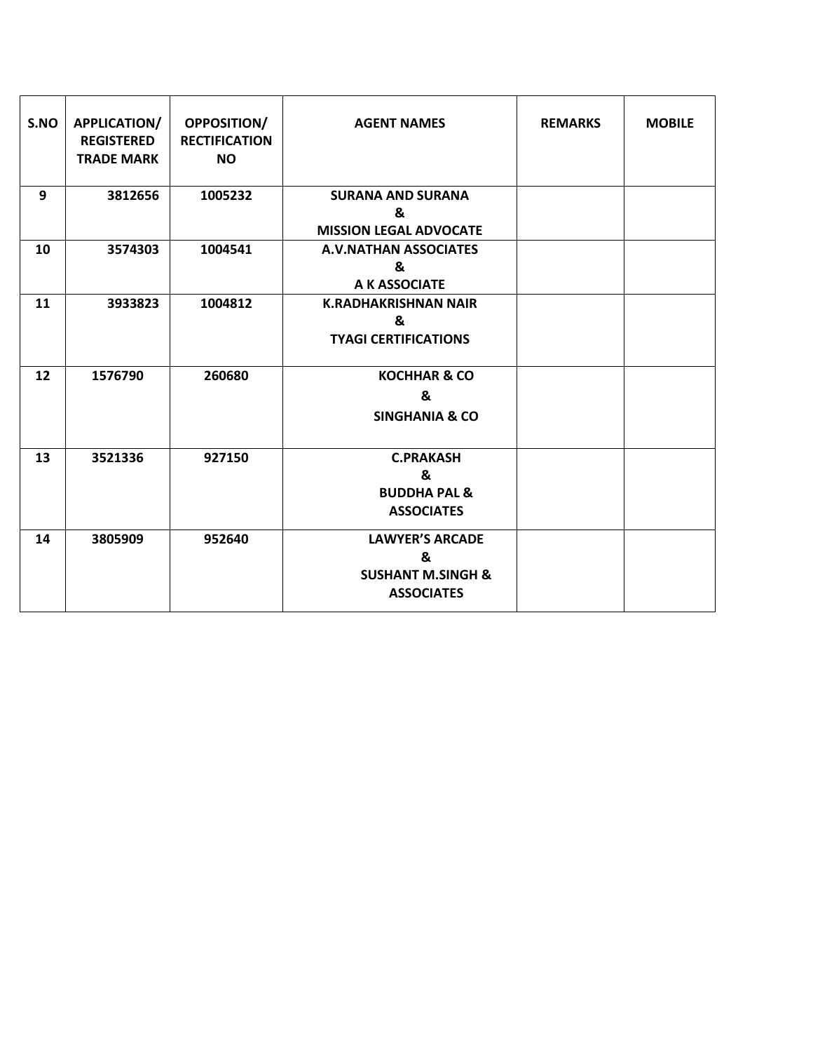| S.NO | APPLICATION/ REGISTERED TRADE MARK | OPPOSITION/ RECTIFICATION NO | AGENT NAMES | REMARKS | MOBILE |
|---|---|---|---|---|---|
| 9 | 3812656 | 1005232 | SURANA AND SURANA & MISSION LEGAL ADVOCATE | | |
| 10 | 3574303 | 1004541 | A.V.NATHAN ASSOCIATES & A K ASSOCIATE | | |
| 11 | 3933823 | 1004812 | K.RADHAKRISHNAN NAIR & TYAGI CERTIFICATIONS | | |
| 12 | 1576790 | 260680 | KOCHHAR & CO & SINGHANIA & CO | | |
| 13 | 3521336 | 927150 | C.PRAKASH & BUDDHA PAL & ASSOCIATES | | |
| 14 | 3805909 | 952640 | LAWYER'S ARCADE & SUSHANT M.SINGH & ASSOCIATES | | |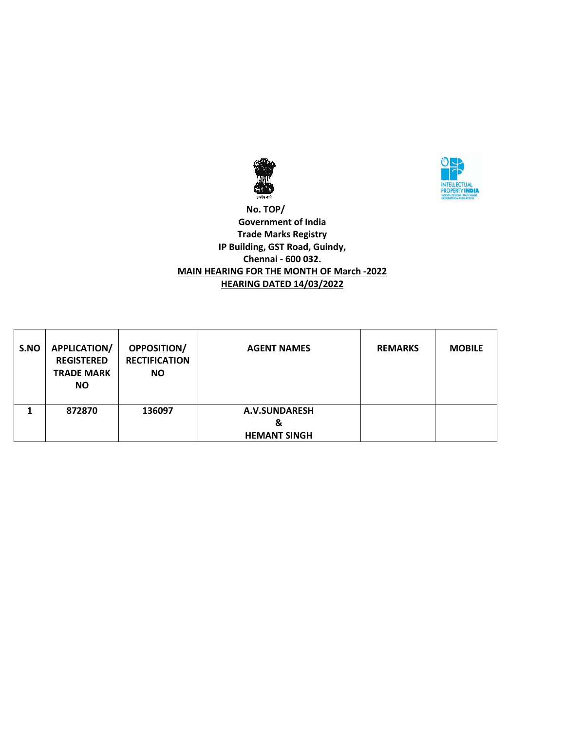**No. TOP/**

**Government of India**

**Trade Marks Registry**

**IP Building, GST Road, Guindy,**

**Chennai - 600 032.**

**MAIN HEARING FOR THE MONTH OF March -2022**

**HEARING DATED 14/03/2022**

| S.NO | APPLICATION/ REGISTERED TRADE MARK NO | OPPOSITION/ RECTIFICATION NO | AGENT NAMES | REMARKS | MOBILE |
|---|---|---|---|---|---|
| 1 | 872870 | 136097 | A.V.SUNDARESH & HEMANT SINGH | | |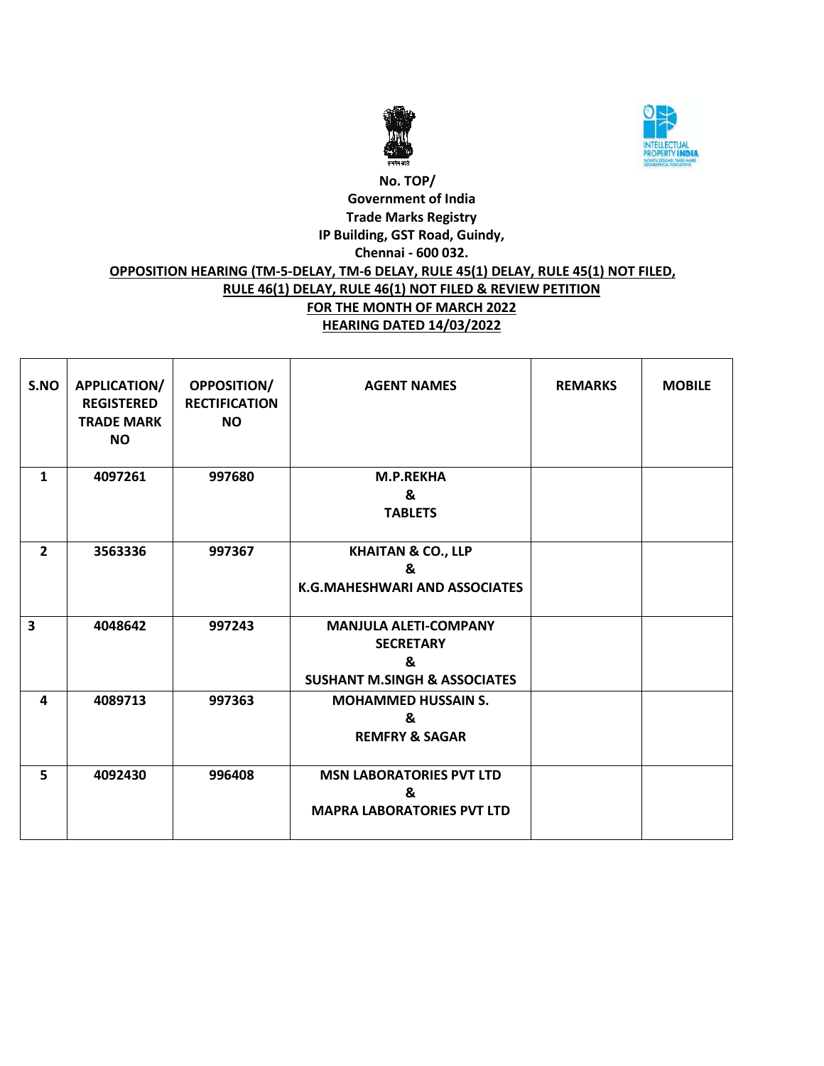No. TOP/

**Government of India**

**Trade Marks Registry**

**IP Building, GST Road, Guindy,**

**Chennai - 600 032.**

**OPPOSITION HEARING (TM-5-DELAY, TM-6 DELAY, RULE 45(1) DELAY, RULE 45(1) NOT FILED, RULE 46(1) DELAY, RULE 46(1) NOT FILED & REVIEW PETITION**

**FOR THE MONTH OF MARCH 2022**

**HEARING DATED 14/03/2022**

| S.NO | APPLICATION/ REGISTERED TRADE MARK NO | OPPOSITION/ RECTIFICATION NO | AGENT NAMES | REMARKS | MOBILE |
|---|---|---|---|---|---|
| 1 | 4097261 | 997680 | M.P.REKHA & TABLETS | | |
| 2 | 3563336 | 997367 | KHAITAN & CO., LLP & K.G.MAHESHWARI AND ASSOCIATES | | |
| 3 | 4048642 | 997243 | MANJULA ALETI-COMPANY SECRETARY & SUSHANT M.SINGH & ASSOCIATES | | |
| 4 | 4089713 | 997363 | MOHAMMED HUSSAIN S. & REMFRY & SAGAR | | |
| 5 | 4092430 | 996408 | MSN LABORATORIES PVT LTD & MAPRA LABORATORIES PVT LTD | | |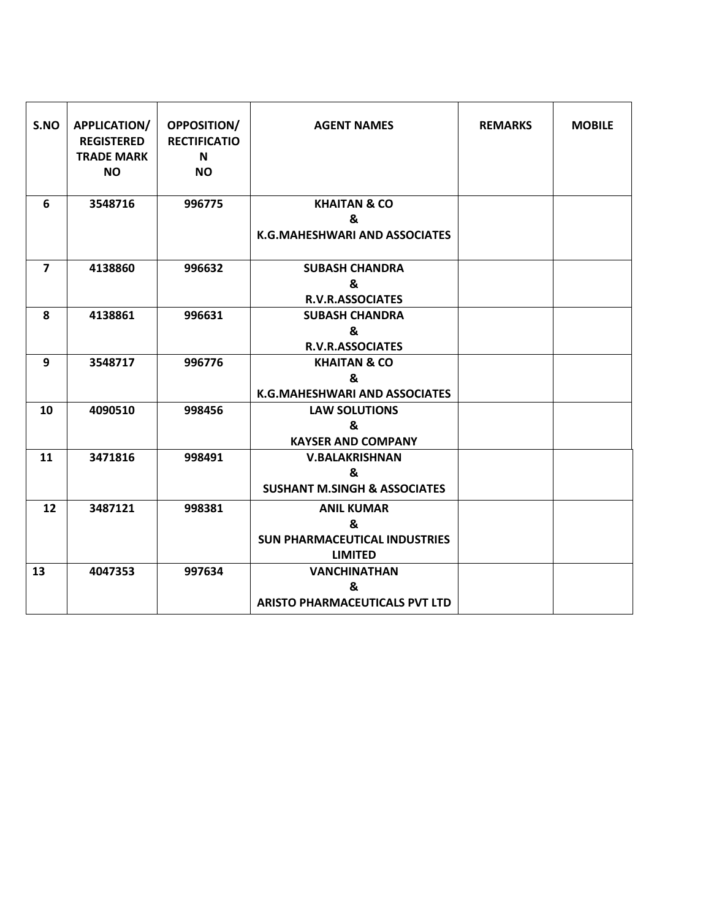| S.NO | APPLICATION/ REGISTERED TRADE MARK NO | OPPOSITION/ RECTIFICATION NO | AGENT NAMES | REMARKS | MOBILE |
|---|---|---|---|---|---|
| 6 | 3548716 | 996775 | KHAITAN & CO & K.G.MAHESHWARI AND ASSOCIATES | | |
| 7 | 4138860 | 996632 | SUBASH CHANDRA & R.V.R.ASSOCIATES | | |
| 8 | 4138861 | 996631 | SUBASH CHANDRA & R.V.R.ASSOCIATES | | |
| 9 | 3548717 | 996776 | KHAITAN & CO & K.G.MAHESHWARI AND ASSOCIATES | | |
| 10 | 4090510 | 998456 | LAW SOLUTIONS & KAYSER AND COMPANY | | |
| 11 | 3471816 | 998491 | V.BALAKRISHNAN & SUSHANT M.SINGH & ASSOCIATES | | |
| 12 | 3487121 | 998381 | ANIL KUMAR & SUN PHARMACEUTICAL INDUSTRIES LIMITED | | |
| 13 | 4047353 | 997634 | VANCHINATHAN & ARISTO PHARMACEUTICALS PVT LTD | | |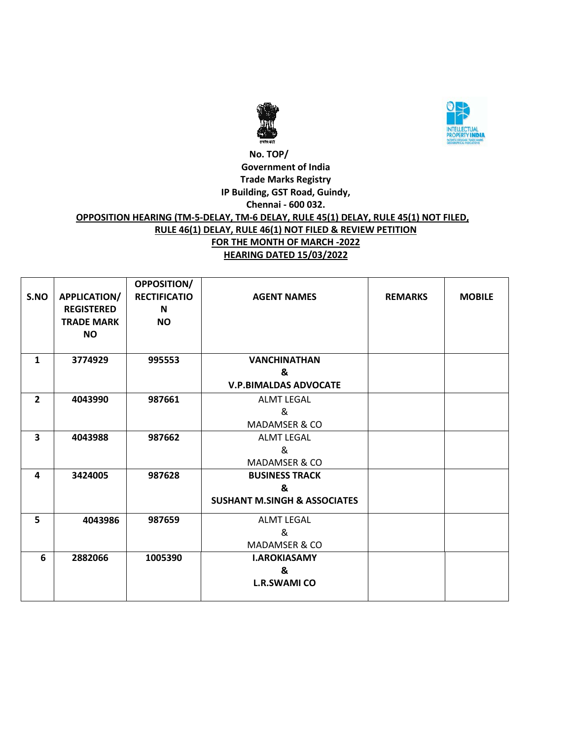No. TOP/

**Government of India**
**Trade Marks Registry**
**IP Building, GST Road, Guindy,**
**Chennai - 600 032.**

**OPPOSITION HEARING (TM-5-DELAY, TM-6 DELAY, RULE 45(1) DELAY, RULE 45(1) NOT FILED, RULE 46(1) DELAY, RULE 46(1) NOT FILED & REVIEW PETITION**

**FOR THE MONTH OF MARCH -2022**

**HEARING DATED 15/03/2022**

| S.NO | APPLICATION/ REGISTERED TRADE MARK NO | OPPOSITION/ RECTIFICATION NO | AGENT NAMES | REMARKS | MOBILE |
|---|---|---|---|---|---|
| 1 | 3774929 | 995553 | **VANCHINATHAN & V.P.BIMALDAS ADVOCATE** | | |
| 2 | 4043990 | 987661 | ALMT LEGAL & MADAMSER & CO | | |
| 3 | 4043988 | 987662 | ALMT LEGAL & MADAMSER & CO | | |
| 4 | 3424005 | 987628 | **BUSINESS TRACK & SUSHANT M.SINGH & ASSOCIATES** | | |
| 5 | 4043986 | 987659 | ALMT LEGAL & MADAMSER & CO | | |
| 6 | 2882066 | 1005390 | **I.AROKIASAMY & L.R.SWAMI CO** | | |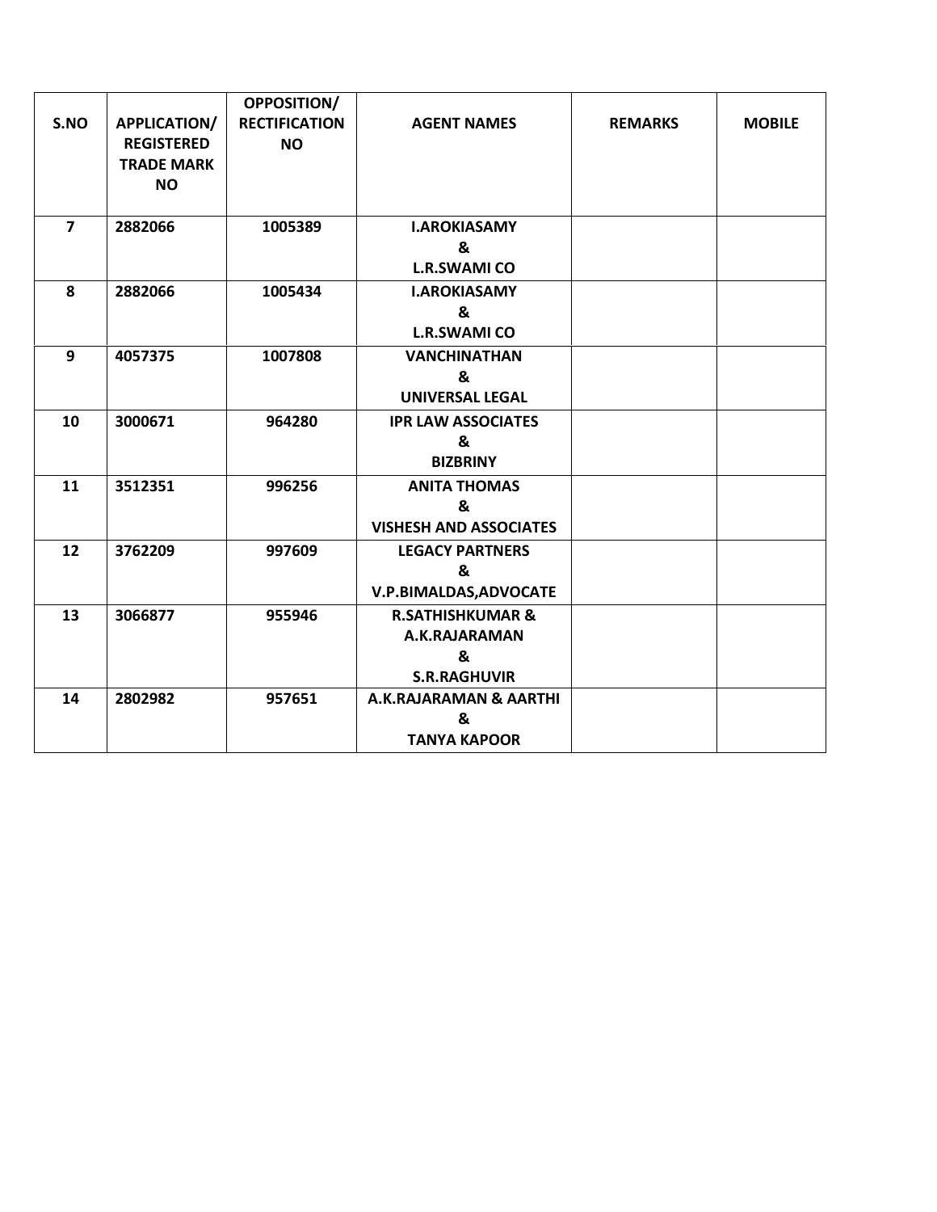| S.NO | APPLICATION/ REGISTERED TRADE MARK NO | OPPOSITION/ RECTIFICATION NO | AGENT NAMES | REMARKS | MOBILE |
|---|---|---|---|---|---|
| 7 | 2882066 | 1005389 | I.AROKIASAMY & L.R.SWAMI CO | | |
| 8 | 2882066 | 1005434 | I.AROKIASAMY & L.R.SWAMI CO | | |
| 9 | 4057375 | 1007808 | VANCHINATHAN & UNIVERSAL LEGAL | | |
| 10 | 3000671 | 964280 | IPR LAW ASSOCIATES & BIZBRINY | | |
| 11 | 3512351 | 996256 | ANITA THOMAS & VISHESH AND ASSOCIATES | | |
| 12 | 3762209 | 997609 | LEGACY PARTNERS & V.P.BIMALDAS,ADVOCATE | | |
| 13 | 3066877 | 955946 | R.SATHISHKUMAR & A.K.RAJARAMAN & S.R.RAGHUVIR | | |
| 14 | 2802982 | 957651 | A.K.RAJARAMAN & AARTHI & TANYA KAPOOR | | |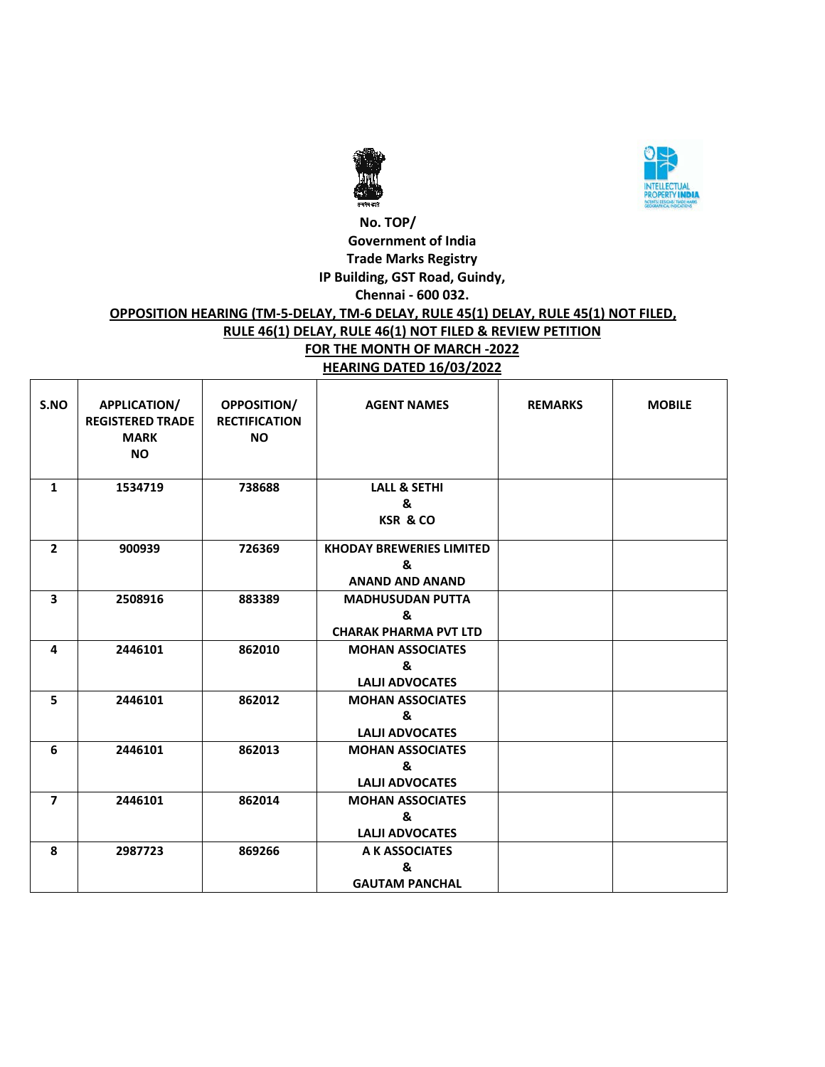No. TOP/
Government of India
Trade Marks Registry
IP Building, GST Road, Guindy,
Chennai - 600 032.

**OPPOSITION HEARING (TM-5-DELAY, TM-6 DELAY, RULE 45(1) DELAY, RULE 45(1) NOT FILED, RULE 46(1) DELAY, RULE 46(1) NOT FILED & REVIEW PETITION**

**FOR THE MONTH OF MARCH -2022**

**HEARING DATED 16/03/2022**

| S.NO | APPLICATION/ REGISTERED TRADE MARK NO | OPPOSITION/ RECTIFICATION NO | AGENT NAMES | REMARKS | MOBILE |
|---|---|---|---|---|---|
| 1 | 1534719 | 738688 | LALL & SETHI & KSR & CO | | |
| 2 | 900939 | 726369 | KHODAY BREWERIES LIMITED & ANAND AND ANAND | | |
| 3 | 2508916 | 883389 | MADHUSUDAN PUTTA & CHARAK PHARMA PVT LTD | | |
| 4 | 2446101 | 862010 | MOHAN ASSOCIATES & LALJI ADVOCATES | | |
| 5 | 2446101 | 862012 | MOHAN ASSOCIATES & LALJI ADVOCATES | | |
| 6 | 2446101 | 862013 | MOHAN ASSOCIATES & LALJI ADVOCATES | | |
| 7 | 2446101 | 862014 | MOHAN ASSOCIATES & LALJI ADVOCATES | | |
| 8 | 2987723 | 869266 | A K ASSOCIATES & GAUTAM PANCHAL | | |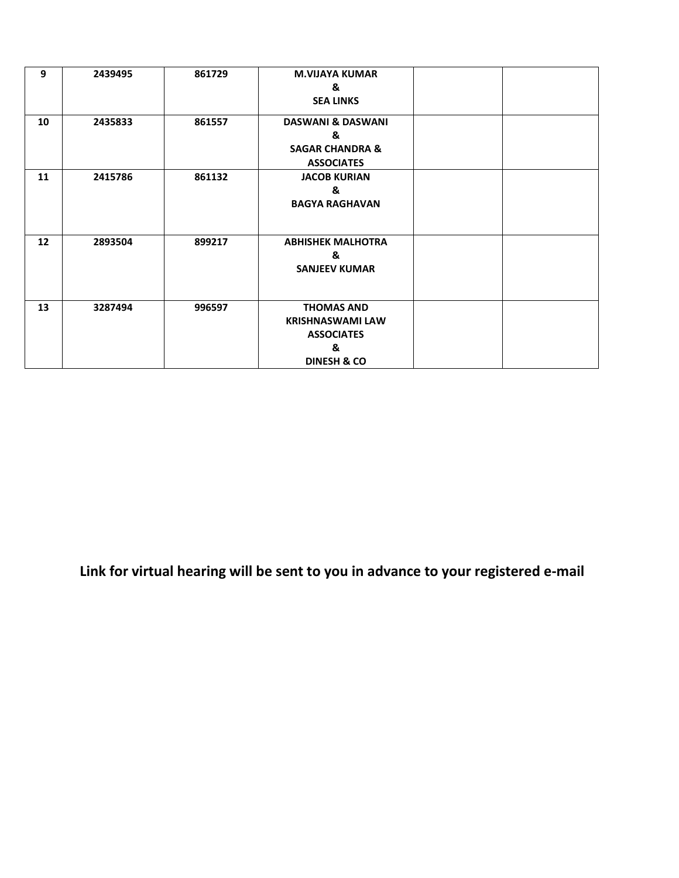| | | | | | |
|---|---|---|---|---|---|
| **9** | **2439495** | **861729** | **M.VIJAYA KUMAR & SEA LINKS** | | |
| **10** | **2435833** | **861557** | **DASWANI & DASWANI & SAGAR CHANDRA & ASSOCIATES** | | |
| **11** | **2415786** | **861132** | **JACOB KURIAN & BAGYA RAGHAVAN** | | |
| **12** | **2893504** | **899217** | **ABHISHEK MALHOTRA & SANJEEV KUMAR** | | |
| **13** | **3287494** | **996597** | **THOMAS AND KRISHNASWAMI LAW ASSOCIATES & DINESH & CO** | | |

**Link for virtual hearing will be sent to you in advance to your registered e-mail**